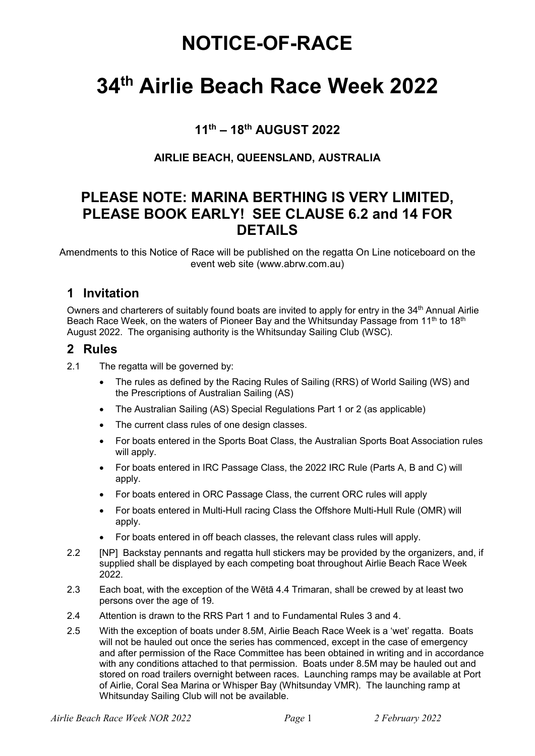# NOTICE-OF-RACE

# 34th Airlie Beach Race Week 2022

### 11th – 18th AUGUST 2022

#### AIRLIE BEACH, QUEENSLAND, AUSTRALIA

## PLEASE NOTE: MARINA BERTHING IS VERY LIMITED, PLEASE BOOK EARLY! SEE CLAUSE 6.2 and 14 FOR DETAILS

Amendments to this Notice of Race will be published on the regatta On Line noticeboard on the event web site (www.abrw.com.au)

## 1 Invitation

Owners and charterers of suitably found boats are invited to apply for entry in the 34th Annual Airlie Beach Race Week, on the waters of Pioneer Bay and the Whitsunday Passage from 11th to 18th August 2022. The organising authority is the Whitsunday Sailing Club (WSC).

## 2 Rules

2.1 The regatta will be governed by:

- The rules as defined by the Racing Rules of Sailing (RRS) of World Sailing (WS) and the Prescriptions of Australian Sailing (AS)
- The Australian Sailing (AS) Special Regulations Part 1 or 2 (as applicable)
- The current class rules of one design classes.
- For boats entered in the Sports Boat Class, the Australian Sports Boat Association rules will apply.
- For boats entered in IRC Passage Class, the 2022 IRC Rule (Parts A, B and C) will apply.
- For boats entered in ORC Passage Class, the current ORC rules will apply
- For boats entered in Multi-Hull racing Class the Offshore Multi-Hull Rule (OMR) will apply.
- For boats entered in off beach classes, the relevant class rules will apply.

2.2 [NP] Backstay pennants and regatta hull stickers may be provided by the organizers, and, if supplied shall be displayed by each competing boat throughout Airlie Beach Race Week 2022.

2.3 Each boat, with the exception of the Wētā 4.4 Trimaran, shall be crewed by at least two persons over the age of 19.

2.4 Attention is drawn to the RRS Part 1 and to Fundamental Rules 3 and 4.

2.5 With the exception of boats under 8.5M, Airlie Beach Race Week is a 'wet' regatta. Boats will not be hauled out once the series has commenced, except in the case of emergency and after permission of the Race Committee has been obtained in writing and in accordance with any conditions attached to that permission. Boats under 8.5M may be hauled out and stored on road trailers overnight between races. Launching ramps may be available at Port of Airlie, Coral Sea Marina or Whisper Bay (Whitsunday VMR). The launching ramp at Whitsunday Sailing Club will not be available.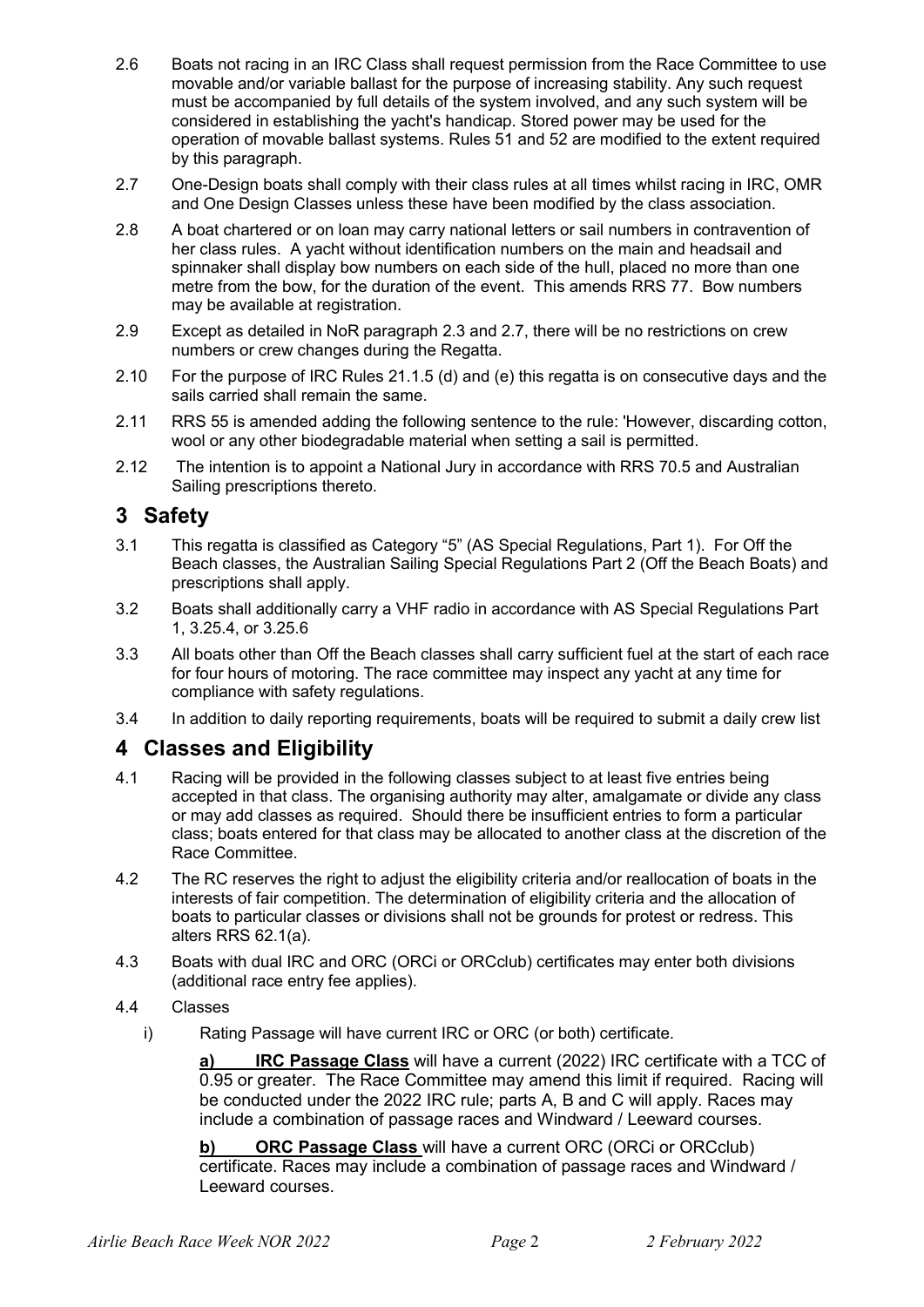2.6 Boats not racing in an IRC Class shall request permission from the Race Committee to use movable and/or variable ballast for the purpose of increasing stability. Any such request must be accompanied by full details of the system involved, and any such system will be considered in establishing the yacht's handicap. Stored power may be used for the operation of movable ballast systems. Rules 51 and 52 are modified to the extent required by this paragraph.

2.7 One-Design boats shall comply with their class rules at all times whilst racing in IRC, OMR and One Design Classes unless these have been modified by the class association.

2.8 A boat chartered or on loan may carry national letters or sail numbers in contravention of her class rules. A yacht without identification numbers on the main and headsail and spinnaker shall display bow numbers on each side of the hull, placed no more than one metre from the bow, for the duration of the event. This amends RRS 77. Bow numbers may be available at registration.

2.9 Except as detailed in NoR paragraph 2.3 and 2.7, there will be no restrictions on crew numbers or crew changes during the Regatta.

2.10 For the purpose of IRC Rules 21.1.5 (d) and (e) this regatta is on consecutive days and the sails carried shall remain the same.

2.11 RRS 55 is amended adding the following sentence to the rule: 'However, discarding cotton, wool or any other biodegradable material when setting a sail is permitted.

2.12 The intention is to appoint a National Jury in accordance with RRS 70.5 and Australian Sailing prescriptions thereto.

## 3 Safety

3.1 This regatta is classified as Category "5" (AS Special Regulations, Part 1). For Off the Beach classes, the Australian Sailing Special Regulations Part 2 (Off the Beach Boats) and prescriptions shall apply.

3.2 Boats shall additionally carry a VHF radio in accordance with AS Special Regulations Part 1, 3.25.4, or 3.25.6

3.3 All boats other than Off the Beach classes shall carry sufficient fuel at the start of each race for four hours of motoring. The race committee may inspect any yacht at any time for compliance with safety regulations.

3.4 In addition to daily reporting requirements, boats will be required to submit a daily crew list

## 4 Classes and Eligibility

4.1 Racing will be provided in the following classes subject to at least five entries being accepted in that class. The organising authority may alter, amalgamate or divide any class or may add classes as required. Should there be insufficient entries to form a particular class; boats entered for that class may be allocated to another class at the discretion of the Race Committee.

4.2 The RC reserves the right to adjust the eligibility criteria and/or reallocation of boats in the interests of fair competition. The determination of eligibility criteria and the allocation of boats to particular classes or divisions shall not be grounds for protest or redress. This alters RRS 62.1(a).

4.3 Boats with dual IRC and ORC (ORCi or ORCclub) certificates may enter both divisions (additional race entry fee applies).

4.4 Classes

i) Rating Passage will have current IRC or ORC (or both) certificate.

**a) IRC Passage Class** will have a current (2022) IRC certificate with a TCC of 0.95 or greater. The Race Committee may amend this limit if required. Racing will be conducted under the 2022 IRC rule; parts A, B and C will apply. Races may include a combination of passage races and Windward / Leeward courses.

**b) ORC Passage Class** will have a current ORC (ORCi or ORCclub) certificate. Races may include a combination of passage races and Windward / Leeward courses.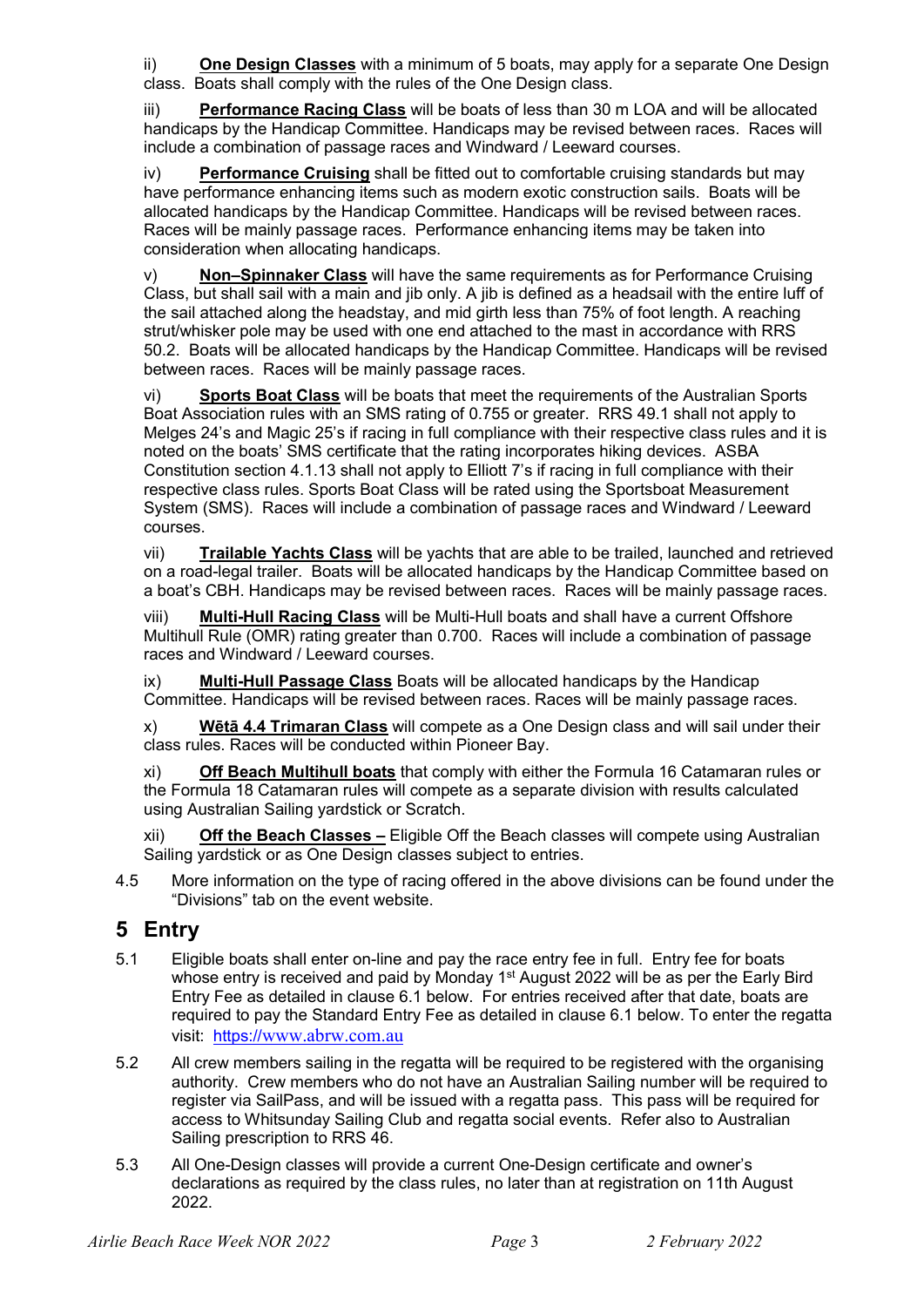ii) **One Design Classes** with a minimum of 5 boats, may apply for a separate One Design class. Boats shall comply with the rules of the One Design class.

iii) **Performance Racing Class** will be boats of less than 30 m LOA and will be allocated handicaps by the Handicap Committee. Handicaps may be revised between races. Races will include a combination of passage races and Windward / Leeward courses.

iv) **Performance Cruising** shall be fitted out to comfortable cruising standards but may have performance enhancing items such as modern exotic construction sails. Boats will be allocated handicaps by the Handicap Committee. Handicaps will be revised between races. Races will be mainly passage races. Performance enhancing items may be taken into consideration when allocating handicaps.

v) **Non–Spinnaker Class** will have the same requirements as for Performance Cruising Class, but shall sail with a main and jib only. A jib is defined as a headsail with the entire luff of the sail attached along the headstay, and mid girth less than 75% of foot length. A reaching strut/whisker pole may be used with one end attached to the mast in accordance with RRS 50.2. Boats will be allocated handicaps by the Handicap Committee. Handicaps will be revised between races. Races will be mainly passage races.

vi) **Sports Boat Class** will be boats that meet the requirements of the Australian Sports Boat Association rules with an SMS rating of 0.755 or greater. RRS 49.1 shall not apply to Melges 24's and Magic 25's if racing in full compliance with their respective class rules and it is noted on the boats' SMS certificate that the rating incorporates hiking devices. ASBA Constitution section 4.1.13 shall not apply to Elliott 7's if racing in full compliance with their respective class rules. Sports Boat Class will be rated using the Sportsboat Measurement System (SMS). Races will include a combination of passage races and Windward / Leeward courses.

vii) **Trailable Yachts Class** will be yachts that are able to be trailed, launched and retrieved on a road-legal trailer. Boats will be allocated handicaps by the Handicap Committee based on a boat's CBH. Handicaps may be revised between races. Races will be mainly passage races.

viii) **Multi-Hull Racing Class** will be Multi-Hull boats and shall have a current Offshore Multihull Rule (OMR) rating greater than 0.700. Races will include a combination of passage races and Windward / Leeward courses.

ix) **Multi-Hull Passage Class** Boats will be allocated handicaps by the Handicap Committee. Handicaps will be revised between races. Races will be mainly passage races.

x) **Wētā 4.4 Trimaran Class** will compete as a One Design class and will sail under their class rules. Races will be conducted within Pioneer Bay.

xi) **Off Beach Multihull boats** that comply with either the Formula 16 Catamaran rules or the Formula 18 Catamaran rules will compete as a separate division with results calculated using Australian Sailing yardstick or Scratch.

xii) **Off the Beach Classes –** Eligible Off the Beach classes will compete using Australian Sailing yardstick or as One Design classes subject to entries.

4.5 More information on the type of racing offered in the above divisions can be found under the "Divisions" tab on the event website.

# 5 Entry

5.1 Eligible boats shall enter on-line and pay the race entry fee in full. Entry fee for boats whose entry is received and paid by Monday 1st August 2022 will be as per the Early Bird Entry Fee as detailed in clause 6.1 below. For entries received after that date, boats are required to pay the Standard Entry Fee as detailed in clause 6.1 below. To enter the regatta visit: https://www.abrw.com.au

5.2 All crew members sailing in the regatta will be required to be registered with the organising authority. Crew members who do not have an Australian Sailing number will be required to register via SailPass, and will be issued with a regatta pass. This pass will be required for access to Whitsunday Sailing Club and regatta social events. Refer also to Australian Sailing prescription to RRS 46.

5.3 All One-Design classes will provide a current One-Design certificate and owner's declarations as required by the class rules, no later than at registration on 11th August 2022.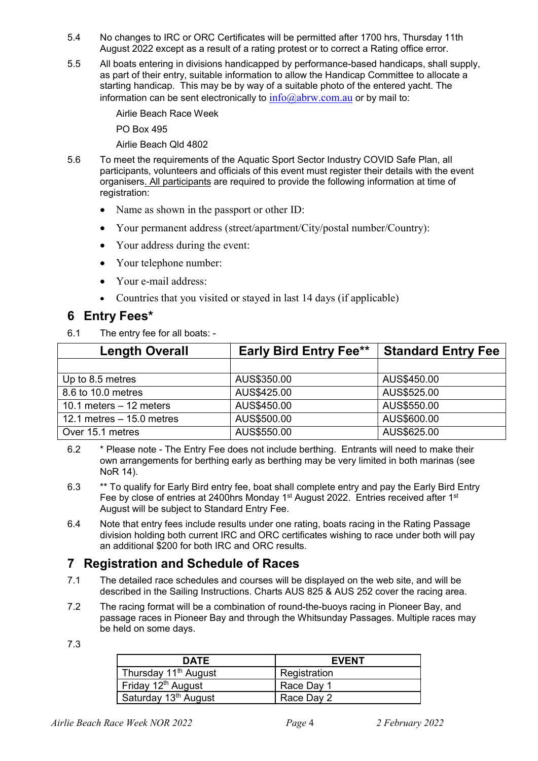5.4 No changes to IRC or ORC Certificates will be permitted after 1700 hrs, Thursday 11th August 2022 except as a result of a rating protest or to correct a Rating office error.

5.5 All boats entering in divisions handicapped by performance-based handicaps, shall supply, as part of their entry, suitable information to allow the Handicap Committee to allocate a starting handicap. This may be by way of a suitable photo of the entered yacht. The information can be sent electronically to info@abrw.com.au or by mail to:

Airlie Beach Race Week

PO Box 495

Airlie Beach Qld 4802

5.6 To meet the requirements of the Aquatic Sport Sector Industry COVID Safe Plan, all participants, volunteers and officials of this event must register their details with the event organisers. All participants are required to provide the following information at time of registration:

- Name as shown in the passport or other ID:
- Your permanent address (street/apartment/City/postal number/Country):
- Your address during the event:
- Your telephone number:
- Your e-mail address:
- Countries that you visited or stayed in last 14 days (if applicable)

## 6 Entry Fees*

6.1 The entry fee for all boats: -

| Length Overall | Early Bird Entry Fee** | Standard Entry Fee |
|---|---|---|
| | | |
| Up to 8.5 metres | AUS$350.00 | AUS$450.00 |
| 8.6 to 10.0 metres | AUS$425.00 | AUS$525.00 |
| 10.1 meters – 12 meters | AUS$450.00 | AUS$550.00 |
| 12.1 metres – 15.0 metres | AUS$500.00 | AUS$600.00 |
| Over 15.1 metres | AUS$550.00 | AUS$625.00 |

6.2 * Please note - The Entry Fee does not include berthing. Entrants will need to make their own arrangements for berthing early as berthing may be very limited in both marinas (see NoR 14).

6.3 ** To qualify for Early Bird entry fee, boat shall complete entry and pay the Early Bird Entry Fee by close of entries at 2400hrs Monday 1st August 2022. Entries received after 1st August will be subject to Standard Entry Fee.

6.4 Note that entry fees include results under one rating, boats racing in the Rating Passage division holding both current IRC and ORC certificates wishing to race under both will pay an additional $200 for both IRC and ORC results.

## 7 Registration and Schedule of Races

7.1 The detailed race schedules and courses will be displayed on the web site, and will be described in the Sailing Instructions. Charts AUS 825 & AUS 252 cover the racing area.

7.2 The racing format will be a combination of round-the-buoys racing in Pioneer Bay, and passage races in Pioneer Bay and through the Whitsunday Passages. Multiple races may be held on some days.

7.3

| DATE | EVENT |
|---|---|
| Thursday 11th August | Registration |
| Friday 12th August | Race Day 1 |
| Saturday 13th August | Race Day 2 |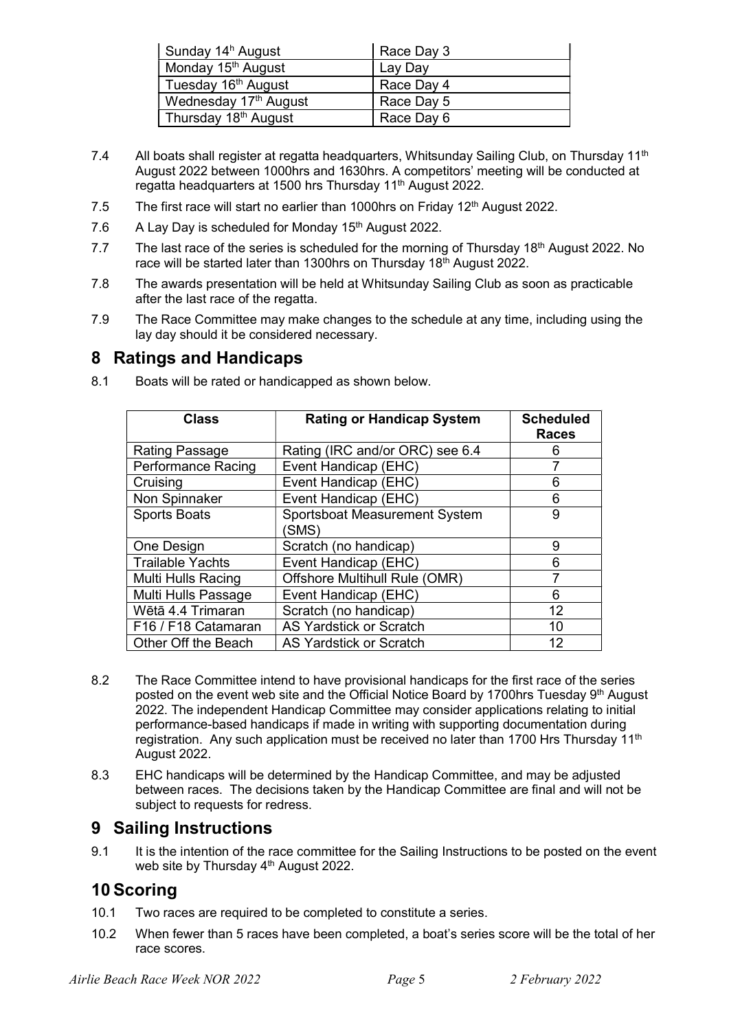| Sunday 14th August | Race Day 3 |
|---|---|
| Monday 15th August | Lay Day |
| Tuesday 16th August | Race Day 4 |
| Wednesday 17th August | Race Day 5 |
| Thursday 18th August | Race Day 6 |

7.4 All boats shall register at regatta headquarters, Whitsunday Sailing Club, on Thursday 11th August 2022 between 1000hrs and 1630hrs. A competitors' meeting will be conducted at regatta headquarters at 1500 hrs Thursday 11th August 2022.

7.5 The first race will start no earlier than 1000hrs on Friday 12th August 2022.

7.6 A Lay Day is scheduled for Monday 15th August 2022.

7.7 The last race of the series is scheduled for the morning of Thursday 18th August 2022. No race will be started later than 1300hrs on Thursday 18th August 2022.

7.8 The awards presentation will be held at Whitsunday Sailing Club as soon as practicable after the last race of the regatta.

7.9 The Race Committee may make changes to the schedule at any time, including using the lay day should it be considered necessary.

## 8 Ratings and Handicaps

8.1 Boats will be rated or handicapped as shown below.

| Class | Rating or Handicap System | Scheduled Races |
|---|---|---|
| Rating Passage | Rating (IRC and/or ORC) see 6.4 | 6 |
| Performance Racing | Event Handicap (EHC) | 7 |
| Cruising | Event Handicap (EHC) | 6 |
| Non Spinnaker | Event Handicap (EHC) | 6 |
| Sports Boats | Sportsboat Measurement System (SMS) | 9 |
| One Design | Scratch (no handicap) | 9 |
| Trailable Yachts | Event Handicap (EHC) | 6 |
| Multi Hulls Racing | Offshore Multihull Rule (OMR) | 7 |
| Multi Hulls Passage | Event Handicap (EHC) | 6 |
| Wētā 4.4 Trimaran | Scratch (no handicap) | 12 |
| F16 / F18 Catamaran | AS Yardstick or Scratch | 10 |
| Other Off the Beach | AS Yardstick or Scratch | 12 |

8.2 The Race Committee intend to have provisional handicaps for the first race of the series posted on the event web site and the Official Notice Board by 1700hrs Tuesday 9th August 2022. The independent Handicap Committee may consider applications relating to initial performance-based handicaps if made in writing with supporting documentation during registration. Any such application must be received no later than 1700 Hrs Thursday 11th August 2022.

8.3 EHC handicaps will be determined by the Handicap Committee, and may be adjusted between races. The decisions taken by the Handicap Committee are final and will not be subject to requests for redress.

## 9 Sailing Instructions

9.1 It is the intention of the race committee for the Sailing Instructions to be posted on the event web site by Thursday 4th August 2022.

## 10 Scoring

10.1 Two races are required to be completed to constitute a series.

10.2 When fewer than 5 races have been completed, a boat's series score will be the total of her race scores.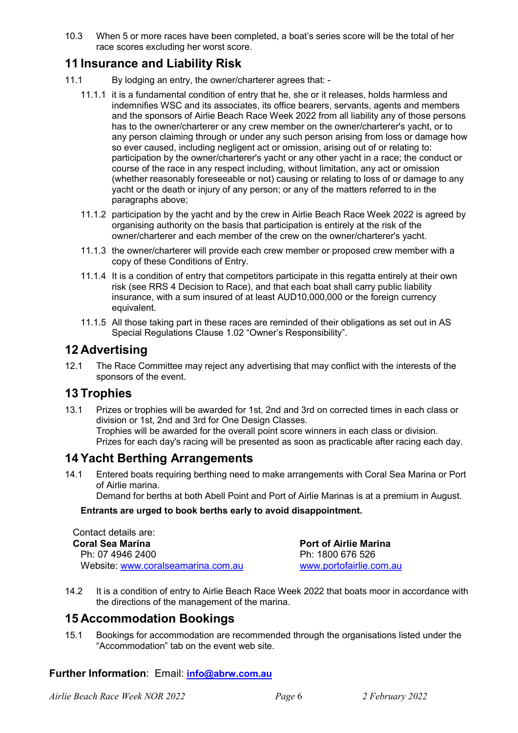10.3 When 5 or more races have been completed, a boat's series score will be the total of her race scores excluding her worst score.

## 11 Insurance and Liability Risk

11.1 By lodging an entry, the owner/charterer agrees that: -

11.1.1 it is a fundamental condition of entry that he, she or it releases, holds harmless and indemnifies WSC and its associates, its office bearers, servants, agents and members and the sponsors of Airlie Beach Race Week 2022 from all liability any of those persons has to the owner/charterer or any crew member on the owner/charterer's yacht, or to any person claiming through or under any such person arising from loss or damage how so ever caused, including negligent act or omission, arising out of or relating to: participation by the owner/charterer's yacht or any other yacht in a race; the conduct or course of the race in any respect including, without limitation, any act or omission (whether reasonably foreseeable or not) causing or relating to loss of or damage to any yacht or the death or injury of any person; or any of the matters referred to in the paragraphs above;

11.1.2 participation by the yacht and by the crew in Airlie Beach Race Week 2022 is agreed by organising authority on the basis that participation is entirely at the risk of the owner/charterer and each member of the crew on the owner/charterer's yacht.

11.1.3 the owner/charterer will provide each crew member or proposed crew member with a copy of these Conditions of Entry.

11.1.4 It is a condition of entry that competitors participate in this regatta entirely at their own risk (see RRS 4 Decision to Race), and that each boat shall carry public liability insurance, with a sum insured of at least AUD10,000,000 or the foreign currency equivalent.

11.1.5 All those taking part in these races are reminded of their obligations as set out in AS Special Regulations Clause 1.02 "Owner's Responsibility".

## 12 Advertising

12.1 The Race Committee may reject any advertising that may conflict with the interests of the sponsors of the event.

## 13 Trophies

13.1 Prizes or trophies will be awarded for 1st, 2nd and 3rd on corrected times in each class or division or 1st, 2nd and 3rd for One Design Classes.
Trophies will be awarded for the overall point score winners in each class or division.
Prizes for each day's racing will be presented as soon as practicable after racing each day.

## 14 Yacht Berthing Arrangements

14.1 Entered boats requiring berthing need to make arrangements with Coral Sea Marina or Port of Airlie marina.
Demand for berths at both Abell Point and Port of Airlie Marinas is at a premium in August.

**Entrants are urged to book berths early to avoid disappointment.**

Contact details are:

**Coral Sea Marina**
Ph: 07 4946 2400
Website: www.coralseamarina.com.au

**Port of Airlie Marina**
Ph: 1800 676 526
www.portofairlie.com.au

14.2 It is a condition of entry to Airlie Beach Race Week 2022 that boats moor in accordance with the directions of the management of the marina.

## 15 Accommodation Bookings

15.1 Bookings for accommodation are recommended through the organisations listed under the "Accommodation" tab on the event web site.

**Further Information**: Email: **info@abrw.com.au**